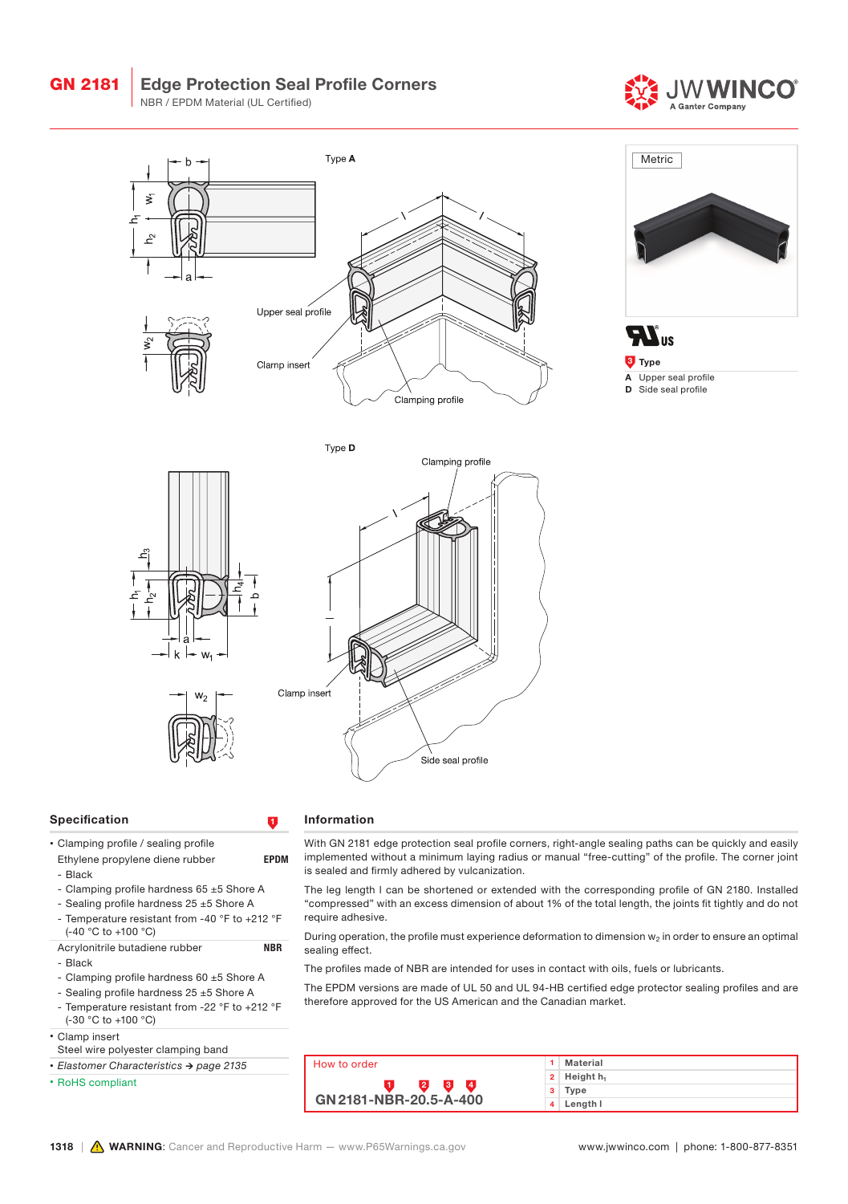# GN 2181 Edge Protection Seal Profile Corners

NBR / EPDM Material (UL Certified)

Type **A**

Upper seal profile

Clamp insert

Clamping profile

Type **D**

Clamping profile

Clamp insert

Side seal profile

Metric

**3 Type**

**A** Upper seal profile
**D** Side seal profile

## Specification

- Clamping profile / sealing profile
  - Ethylene propylene diene rubber **EPDM**
    - Black
    - Clamping profile hardness 65 ±5 Shore A
    - Sealing profile hardness 25 ±5 Shore A
    - Temperature resistant from -40 °F to +212 °F (-40 °C to +100 °C)
  - Acrylonitrile butadiene rubber **NBR**
    - Black
    - Clamping profile hardness 60 ±5 Shore A
    - Sealing profile hardness 25 ±5 Shore A
    - Temperature resistant from -22 °F to +212 °F (-30 °C to +100 °C)
- Clamp insert
  Steel wire polyester clamping band
- *Elastomer Characteristics → page 2135*
- RoHS compliant

## Information

With GN 2181 edge protection seal profile corners, right-angle sealing paths can be quickly and easily implemented without a minimum laying radius or manual "free-cutting" of the profile. The corner joint is sealed and firmly adhered by vulcanization.

The leg length l can be shortened or extended with the corresponding profile of GN 2180. Installed "compressed" with an excess dimension of about 1% of the total length, the joints fit tightly and do not require adhesive.

During operation, the profile must experience deformation to dimension $w_2$ in order to ensure an optimal sealing effect.

The profiles made of NBR are intended for uses in contact with oils, fuels or lubricants.

The EPDM versions are made of UL 50 and UL 94-HB certified edge protector sealing profiles and are therefore approved for the US American and the Canadian market.

### How to order

**GN 2181-NBR-20.5-A-400**

| | |
|---|---|
| 1 | Material |
| 2 | Height $h_1$ |
| 3 | Type |
| 4 | Length l |

**WARNING**: Cancer and Reproductive Harm — www.P65Warnings.ca.gov

www.jwwinco.com | phone: 1-800-877-8351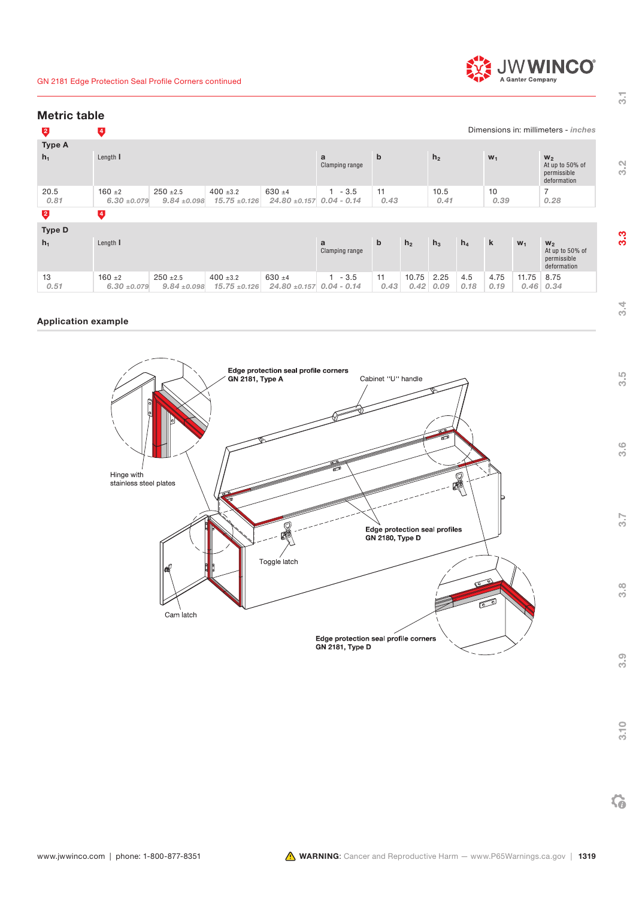GN 2181 Edge Protection Seal Profile Corners continued

## Metric table

Dimensions in: millimeters - *inches*

**Type A**

| $h_1$ | Length l | | | | a Clamping range | b | $h_2$ | $w_1$ | $w_2$ At up to 50% of permissible deformation |
|---|---|---|---|---|---|---|---|---|---|
| 20.5 *0.81* | 160 ±2 *6.30 ±0.079* | 250 ±2.5 *9.84 ±0.098* | 400 ±3.2 *15.75 ±0.126* | 630 ±4 *24.80 ±0.157* | 1 - 3.5 *0.04 - 0.14* | 11 *0.43* | 10.5 *0.41* | 10 *0.39* | 7 *0.28* |

**Type D**

| $h_1$ | Length l | | | | a Clamping range | b | $h_2$ | $h_3$ | $h_4$ | k | $w_1$ | $w_2$ At up to 50% of permissible deformation |
|---|---|---|---|---|---|---|---|---|---|---|---|---|
| 13 *0.51* | 160 ±2 *6.30 ±0.079* | 250 ±2.5 *9.84 ±0.098* | 400 ±3.2 *15.75 ±0.126* | 630 ±4 *24.80 ±0.157* | 1 - 3.5 *0.04 - 0.14* | 11 *0.43* | 10.75 *0.42* | 2.25 *0.09* | 4.5 *0.18* | 4.75 *0.19* | 11.75 *0.46* | 8.75 *0.34* |

### Application example

Edge protection seal profile corners
GN 2181, Type A

Cabinet "U" handle

Hinge with
stainless steel plates

Edge protection seal profiles
GN 2180, Type D

Toggle latch

Cam latch

Edge protection seal profile corners
GN 2181, Type D

www.jwwinco.com | phone: 1-800-877-8351

**WARNING:** Cancer and Reproductive Harm — www.P65Warnings.ca.gov